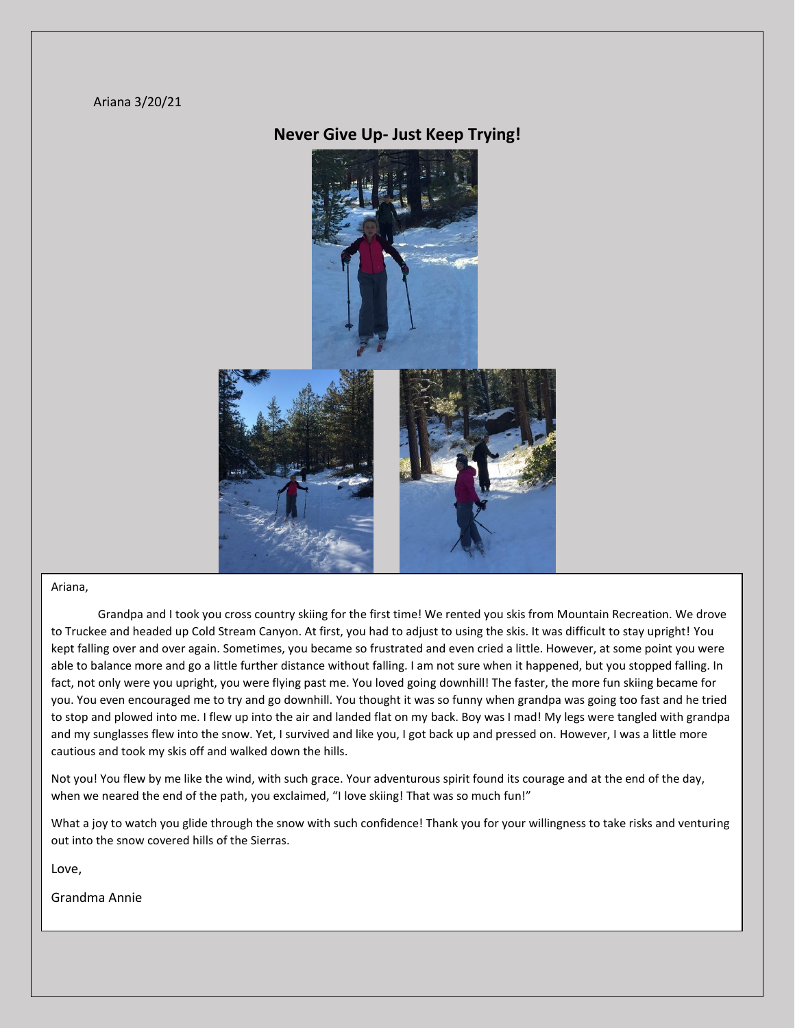Ariana 3/20/21

## Never Give Up- Just Keep Trying!

Ariana,

Grandpa and I took you cross country skiing for the first time! We rented you skis from Mountain Recreation. We drove to Truckee and headed up Cold Stream Canyon. At first, you had to adjust to using the skis. It was difficult to stay upright! You kept falling over and over again. Sometimes, you became so frustrated and even cried a little. However, at some point you were able to balance more and go a little further distance without falling. I am not sure when it happened, but you stopped falling. In fact, not only were you upright, you were flying past me. You loved going downhill! The faster, the more fun skiing became for you. You even encouraged me to try and go downhill. You thought it was so funny when grandpa was going too fast and he tried to stop and plowed into me. I flew up into the air and landed flat on my back. Boy was I mad! My legs were tangled with grandpa and my sunglasses flew into the snow. Yet, I survived and like you, I got back up and pressed on. However, I was a little more cautious and took my skis off and walked down the hills.

Not you! You flew by me like the wind, with such grace. Your adventurous spirit found its courage and at the end of the day, when we neared the end of the path, you exclaimed, "I love skiing! That was so much fun!"

What a joy to watch you glide through the snow with such confidence! Thank for your willingness to take risks and venturing out into the snow covered hills of the Sierras.

Love,

Grandma Annie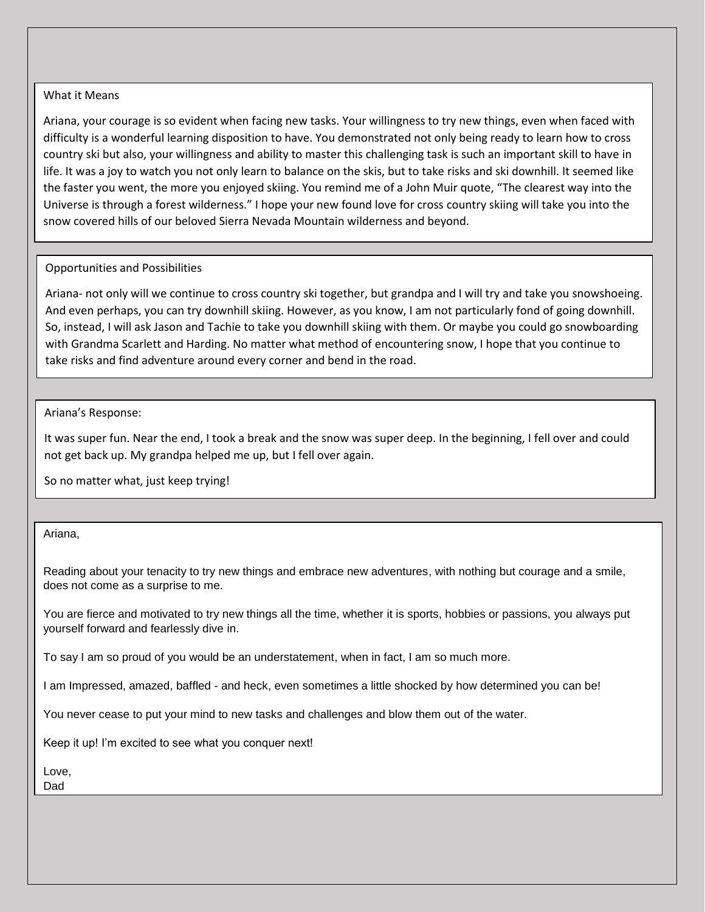## What it Means

Ariana, your courage is so evident when facing new tasks. Your willingness to try new things, even when faced with difficulty is a wonderful learning disposition to have. You demonstrated not only being ready to learn how to cross country ski but also, your willingness and ability to master this challenging task is such an important skill to have in life. It was a joy to watch you not only learn to balance on the skis, but to take risks and ski downhill. It seemed like the faster you went, the more you enjoyed skiing. You remind me of a John Muir quote, “The clearest way into the Universe is through a forest wilderness.” I hope your new found love for cross country skiing will take you into the snow covered hills of our beloved Sierra Nevada Mountain wilderness and beyond.

## Opportunities and Possibilities

Ariana- not only will we continue to cross country ski together, but grandpa and I will try and take you snowshoeing. And even perhaps, you can try downhill skiing. However, as you know, I am not particularly fond of going downhill. So, instead, I will ask Jason and Tachie to take you downhill skiing with them. Or maybe you could go snowboarding with Grandma Scarlett and Harding. No matter what method of encountering snow, I hope that you continue to take risks and find adventure around every corner and bend in the road.

## Ariana’s Response:

It was super fun. Near the end, I took a break and the snow was super deep. In the beginning, I fell over and could not get back up. My grandpa helped me up, but I fell over again.

So no matter what, just keep trying!

Ariana,

Reading about your tenacity to try new things and embrace new adventures, with nothing but courage and a smile, does not come as a surprise to me.

You are fierce and motivated to try new things all the time, whether it is sports, hobbies or passions, you always put yourself forward and fearlessly dive in.

To say I am so proud of you would be an understatement, when in fact, I am so much more.

I am Impressed, amazed, baffled - and heck, even sometimes a little shocked by how determined you can be!

You never cease to put your mind to new tasks and challenges and blow them out of the water.

Keep it up! I’m excited to see what you conquer next!

Love,
Dad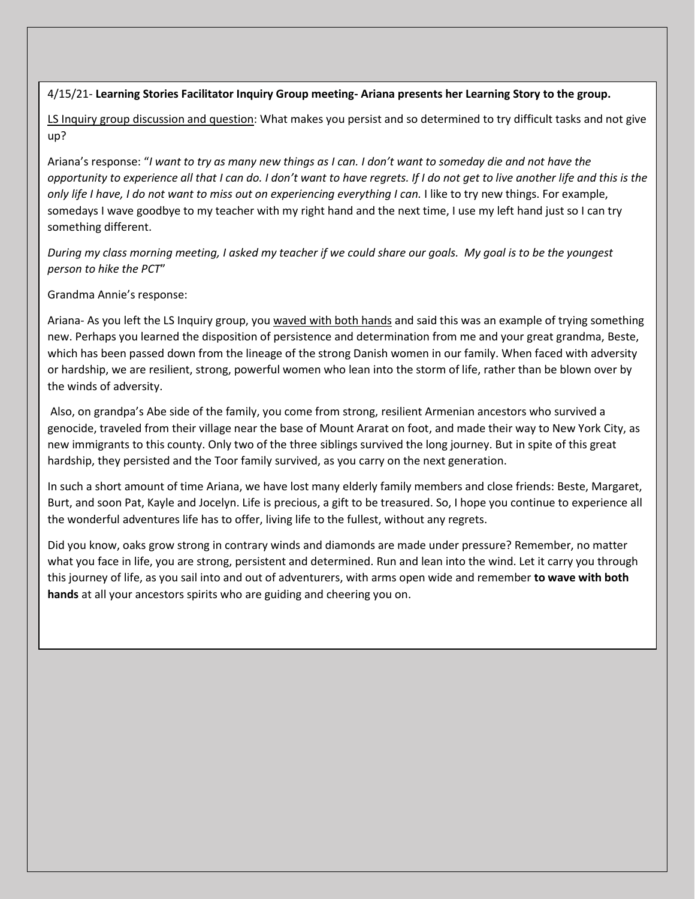4/15/21- **Learning Stories Facilitator Inquiry Group meeting- Ariana presents her Learning Story to the group.**

<u>LS Inquiry group discussion and question</u>: What makes you persist and so determined to try difficult tasks and not give up?

Ariana's response: "*I want to try as many new things as I can. I don't want to someday die and not have the opportunity to experience all that I can do. I don't want to have regrets. If I do not get to live another life and this is the only life I have, I do not want to miss out on experiencing everything I can.* I like to try new things. For example, somedays I wave goodbye to my teacher with my right hand and the next time, I use my left hand just so I can try something different.

*During my class morning meeting, I asked my teacher if we could share our goals. My goal is to be the youngest person to hike the PCT*"

Grandma Annie's response:

Ariana- As you left the LS Inquiry group, you <u>waved with both hands</u> and said this was an example of trying something new. Perhaps you learned the disposition of persistence and determination from me and your great grandma, Beste, which has been passed down from the lineage of the strong Danish women in our family. When faced with adversity or hardship, we are resilient, strong, powerful women who lean into the storm of life, rather than be blown over by the winds of adversity.

Also, on grandpa's Abe side of the family, you come from strong, resilient Armenian ancestors who survived a genocide, traveled from their village near the base of Mount Ararat on foot, and made their way to New York City, as new immigrants to this county. Only two of the three siblings survived the long journey. But in spite of this great hardship, they persisted and the Toor family survived, as you carry on the next generation.

In such a short amount of time Ariana, we have lost many elderly family members and close friends: Beste, Margaret, Burt, and soon Pat, Kayle and Jocelyn. Life is precious, a gift to be treasured. So, I hope you continue to experience all the wonderful adventures life has to offer, living life to the fullest, without any regrets.

Did you know, oaks grow strong in contrary winds and diamonds are made under pressure? Remember, no matter what you face in life, you are strong, persistent and determined. Run and lean into the wind. Let it carry you through this journey of life, as you sail into and out of adventurers, with arms open wide and remember **to wave with both hands** at all your ancestors spirits who are guiding and cheering you on.